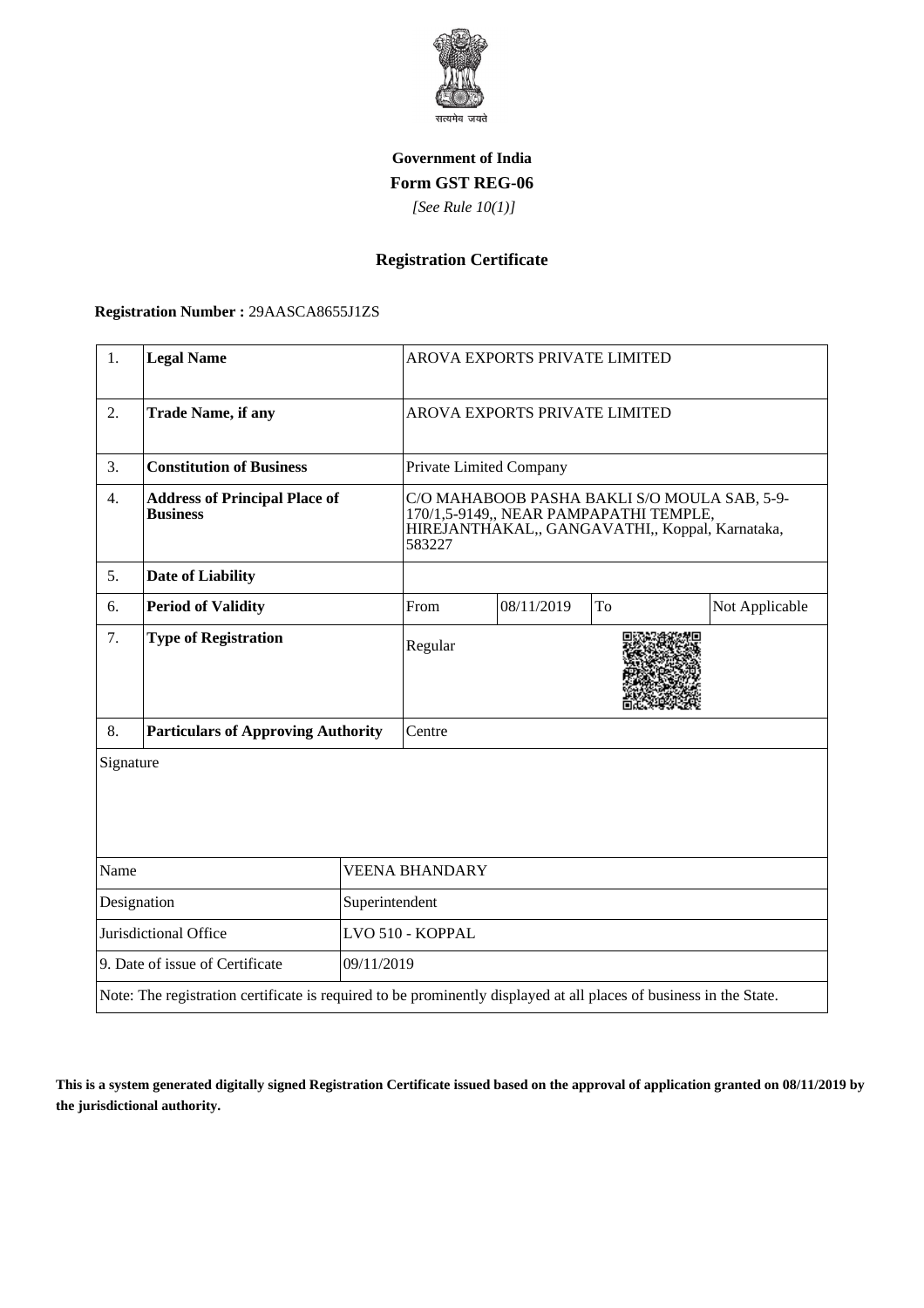सत्यमेव जयते

**Government of India**

**Form GST REG-06**

*[See Rule 10(1)]*

## Registration Certificate

**Registration Number :** 29AASCA8655J1ZS

| 1. | **Legal Name** | AROVA EXPORTS PRIVATE LIMITED | | | |
|---|---|---|---|---|---|
| 2. | **Trade Name, if any** | AROVA EXPORTS PRIVATE LIMITED | | | |
| 3. | **Constitution of Business** | Private Limited Company | | | |
| 4. | **Address of Principal Place of Business** | C/O MAHABOOB PASHA BAKLI S/O MOULA SAB, 5-9-170/1,5-9149,, NEAR PAMPAPATHI TEMPLE, HIREJANTHAKAL,, GANGAVATHI,, Koppal, Karnataka, 583227 | | | |
| 5. | **Date of Liability** | | | | |
| 6. | **Period of Validity** | From | 08/11/2019 | To | Not Applicable |
| 7. | **Type of Registration** | Regular | | | |
| 8. | **Particulars of Approving Authority** | Centre | | | |

| Signature | |
|---|---|
| Name | VEENA BHANDARY |
| Designation | Superintendent |
| Jurisdictional Office | LVO 510 - KOPPAL |
| 9. Date of issue of Certificate | 09/11/2019 |

Note: The registration certificate is required to be prominently displayed at all places of business in the State.

**This is a system generated digitally signed Registration Certificate issued based on the approval of application granted on 08/11/2019 by the jurisdictional authority.**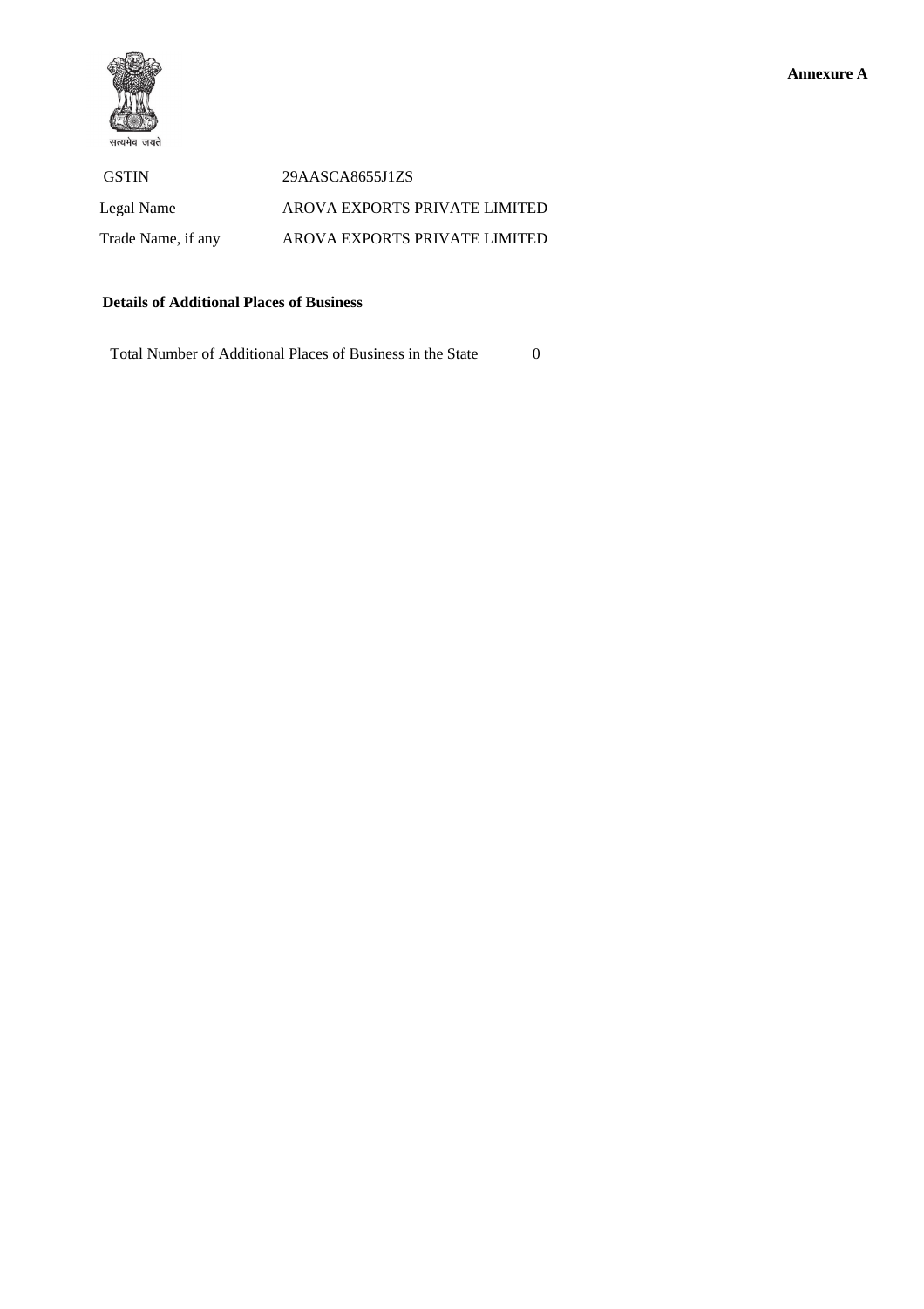सत्यमेव जयते

**Annexure A**

| | |
|---|---|
| GSTIN | 29AASCA8655J1ZS |
| Legal Name | AROVA EXPORTS PRIVATE LIMITED |
| Trade Name, if any | AROVA EXPORTS PRIVATE LIMITED |

**Details of Additional Places of Business**

Total Number of Additional Places of Business in the State 0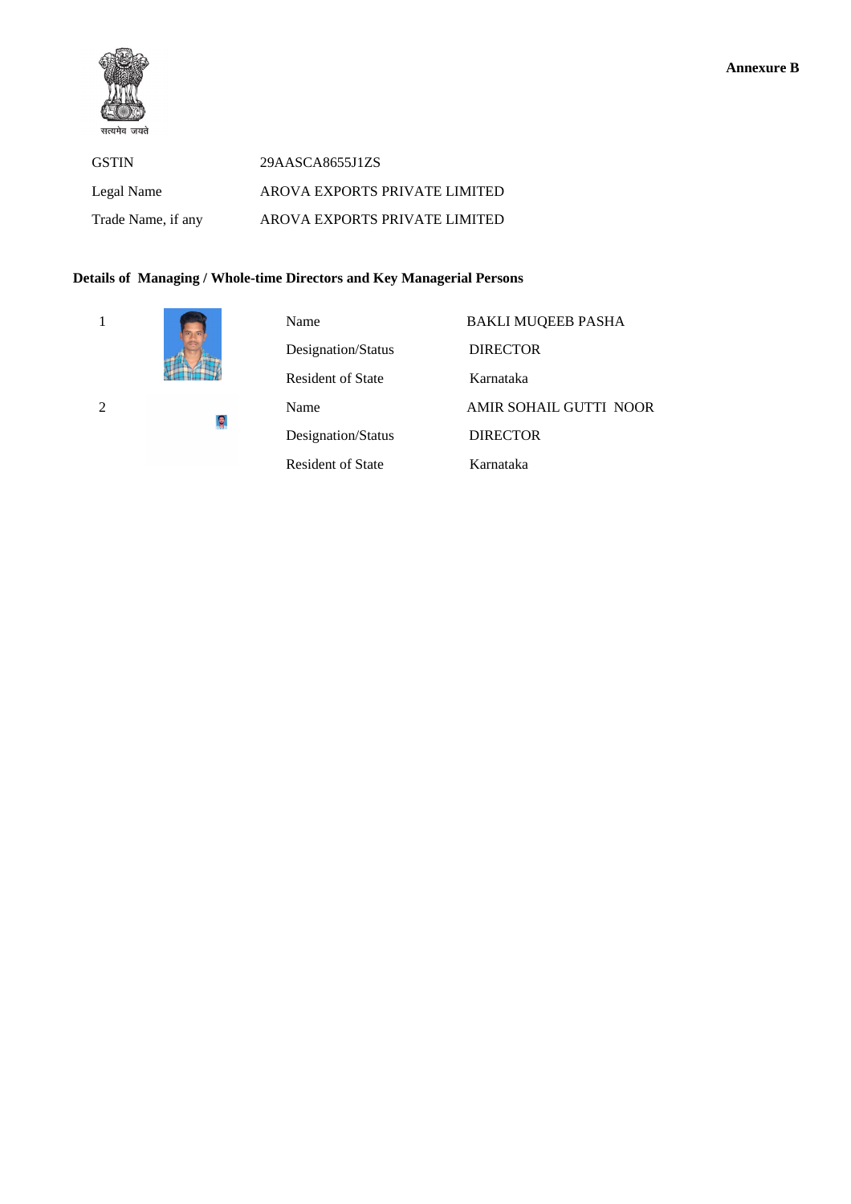**Annexure B**

| | |
|---|---|
| GSTIN | 29AASCA8655J1ZS |
| Legal Name | AROVA EXPORTS PRIVATE LIMITED |
| Trade Name, if any | AROVA EXPORTS PRIVATE LIMITED |

**Details of Managing / Whole-time Directors and Key Managerial Persons**

| | | |
|---|---|---|
| 1 | Name | BAKLI MUQEEB PASHA |
| | Designation/Status | DIRECTOR |
| | Resident of State | Karnataka |
| 2 | Name | AMIR SOHAIL GUTTI NOOR |
| | Designation/Status | DIRECTOR |
| | Resident of State | Karnataka |